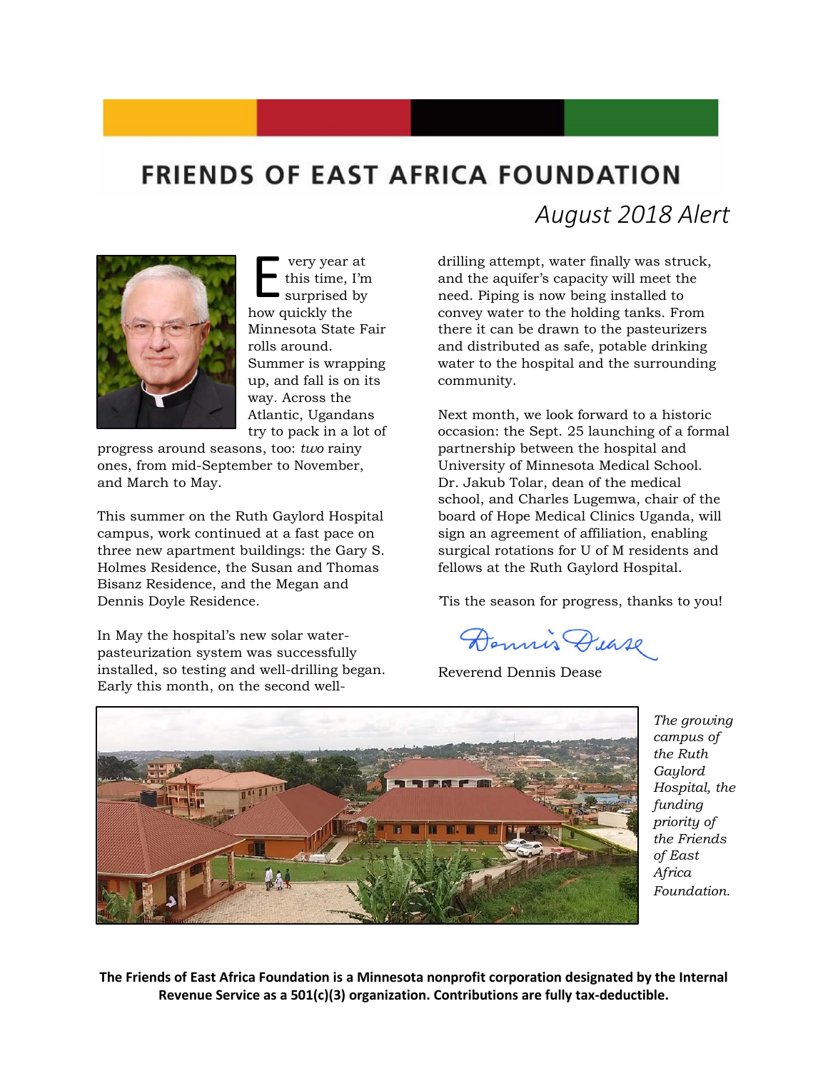# FRIENDS OF EAST AFRICA FOUNDATION

## August 2018 Alert

Every year at this time, I'm surprised by how quickly the Minnesota State Fair rolls around. Summer is wrapping up, and fall is on its way. Across the Atlantic, Ugandans try to pack in a lot of progress around seasons, too: *two* rainy ones, from mid-September to November, and March to May.

This summer on the Ruth Gaylord Hospital campus, work continued at a fast pace on three new apartment buildings: the Gary S. Holmes Residence, the Susan and Thomas Bisanz Residence, and the Megan and Dennis Doyle Residence.

In May the hospital's new solar water-pasteurization system was successfully installed, so testing and well-drilling began. Early this month, on the second well-drilling attempt, water finally was struck, and the aquifer's capacity will meet the need. Piping is now being installed to convey water to the holding tanks. From there it can be drawn to the pasteurizers and distributed as safe, potable drinking water to the hospital and the surrounding community.

Next month, we look forward to a historic occasion: the Sept. 25 launching of a formal partnership between the hospital and University of Minnesota Medical School. Dr. Jakub Tolar, dean of the medical school, and Charles Lugemwa, chair of the board of Hope Medical Clinics Uganda, will sign an agreement of affiliation, enabling surgical rotations for U of M residents and fellows at the Ruth Gaylord Hospital.

'Tis the season for progress, thanks to you!

Dennis Dease

Reverend Dennis Dease

*The growing campus of the Ruth Gaylord Hospital, the funding priority of the Friends of East Africa Foundation.*

**The Friends of East Africa Foundation is a Minnesota nonprofit corporation designated by the Internal Revenue Service as a 501(c)(3) organization. Contributions are fully tax-deductible.**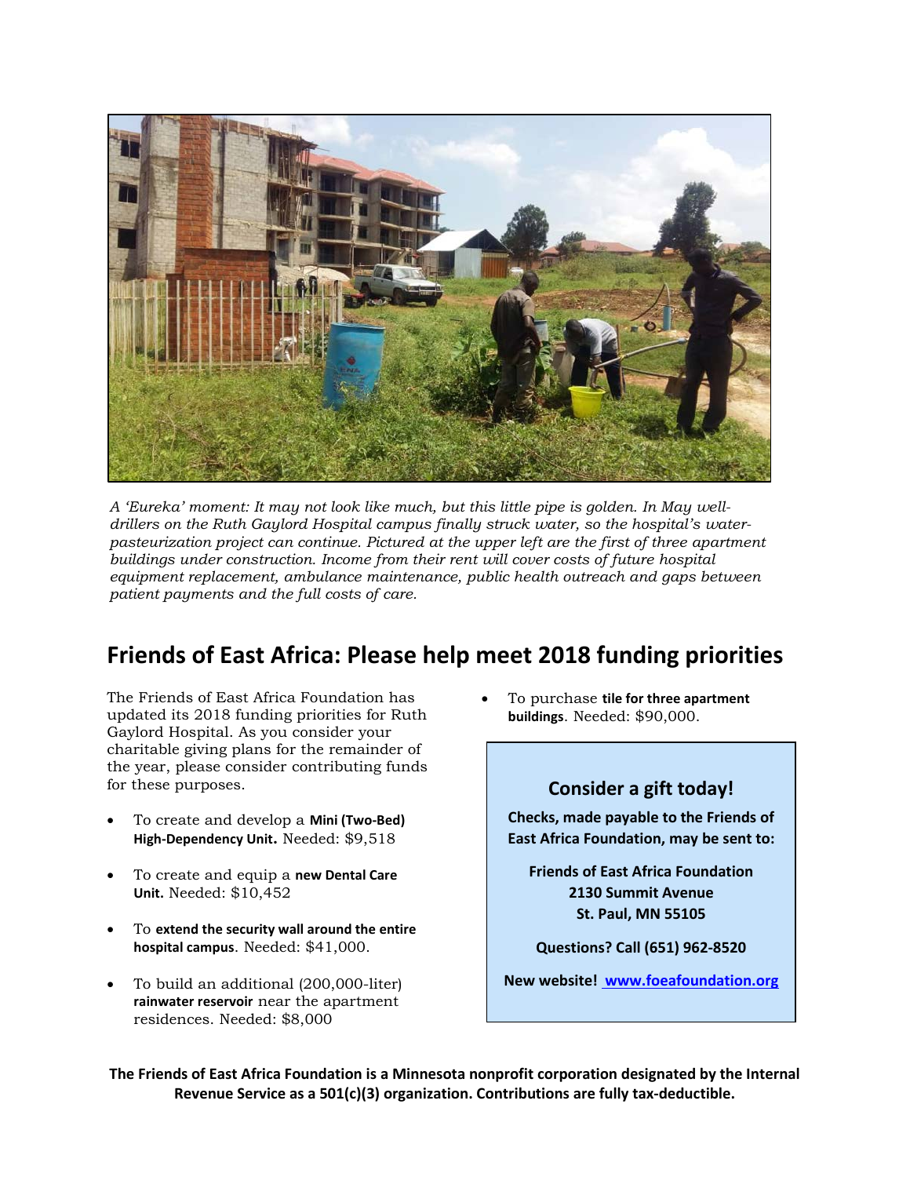*A 'Eureka' moment: It may not look like much, but this little pipe is golden. In May well-drillers on the Ruth Gaylord Hospital campus finally struck water, so the hospital's water-pasteurization project can continue. Pictured at the upper left are the first of three apartment buildings under construction. Income from their rent will cover costs of future hospital equipment replacement, ambulance maintenance, public health outreach and gaps between patient payments and the full costs of care.*

## Friends of East Africa: Please help meet 2018 funding priorities

The Friends of East Africa Foundation has updated its 2018 funding priorities for Ruth Gaylord Hospital. As you consider your charitable giving plans for the remainder of the year, please consider contributing funds for these purposes.

- To create and develop a **Mini (Two-Bed) High-Dependency Unit.** Needed: $9,518
- To create and equip a **new Dental Care Unit.** Needed: $10,452
- To **extend the security wall around the entire hospital campus**. Needed: $41,000.
- To build an additional (200,000-liter) **rainwater reservoir** near the apartment residences. Needed: $8,000
- To purchase **tile for three apartment buildings**. Needed: $90,000.

### Consider a gift today!

**Checks, made payable to the Friends of East Africa Foundation, may be sent to:**

**Friends of East Africa Foundation**
**2130 Summit Avenue**
**St. Paul, MN 55105**

**Questions? Call (651) 962-8520**

**New website! www.foeafoundation.org**

**The Friends of East Africa Foundation is a Minnesota nonprofit corporation designated by the Internal Revenue Service as a 501(c)(3) organization. Contributions are fully tax-deductible.**